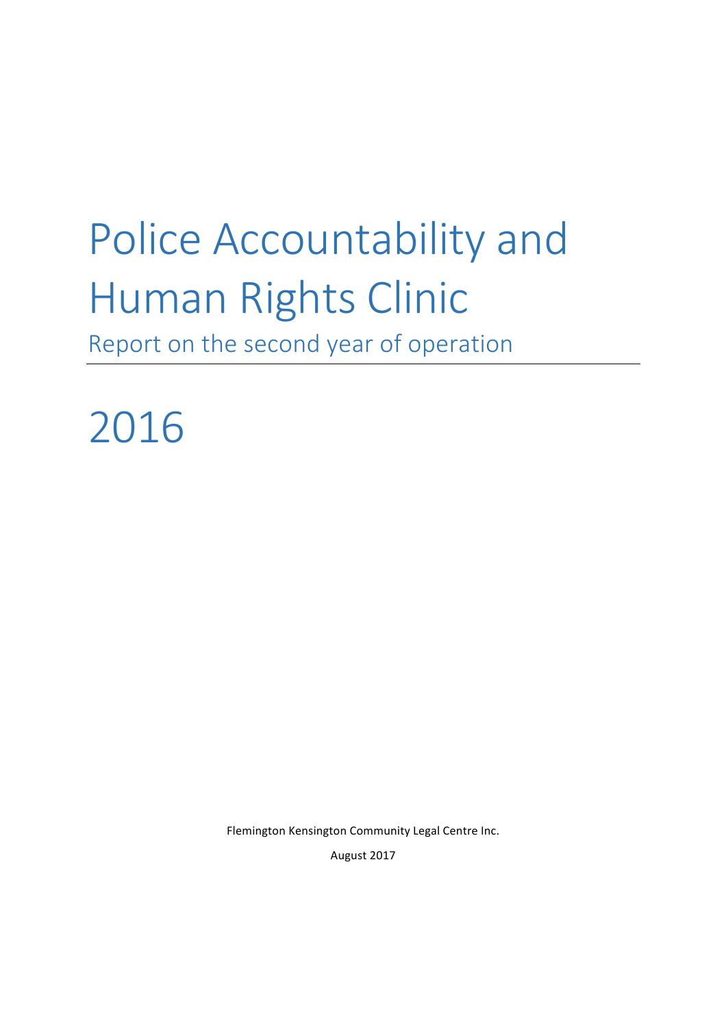# Police Accountability and Human Rights Clinic

## Report on the second year of operation

# 2016

Flemington Kensington Community Legal Centre Inc.

August 2017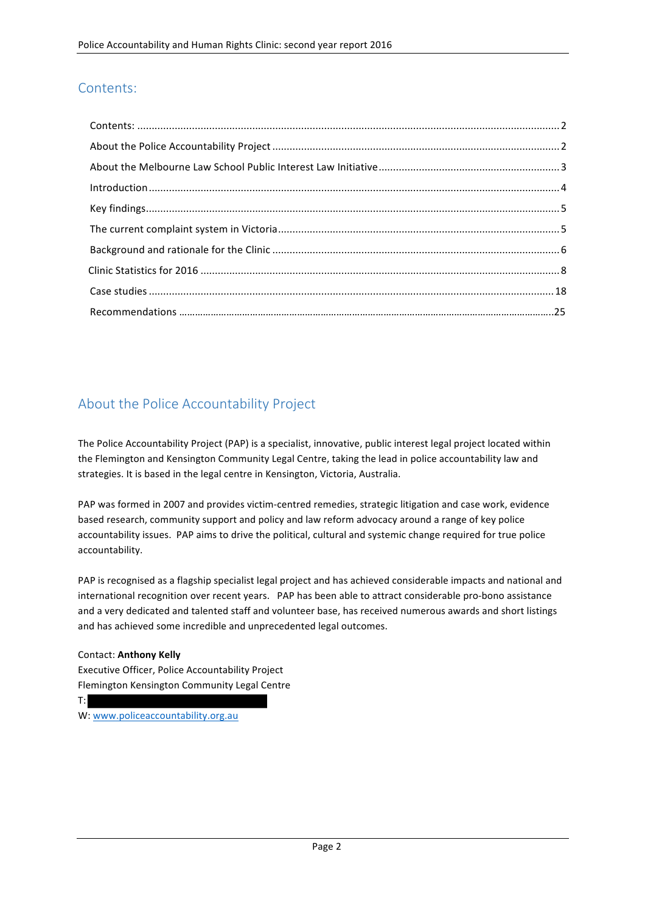## Contents:

Contents: ........................................................................................................................................ 2

About the Police Accountability Project .................................................................................... 2

About the Melbourne Law School Public Interest Law Initiative ............................................... 3

Introduction ................................................................................................................................ 4

Key findings ................................................................................................................................. 5

The current complaint system in Victoria ................................................................................... 5

Background and rationale for the Clinic ..................................................................................... 6

Clinic Statistics for 2016 .............................................................................................................. 8

Case studies ................................................................................................................................ 18

Recommendations ..................................................................................................................... 25

## About the Police Accountability Project

The Police Accountability Project (PAP) is a specialist, innovative, public interest legal project located within the Flemington and Kensington Community Legal Centre, taking the lead in police accountability law and strategies. It is based in the legal centre in Kensington, Victoria, Australia.

PAP was formed in 2007 and provides victim-centred remedies, strategic litigation and case work, evidence based research, community support and policy and law reform advocacy around a range of key police accountability issues. PAP aims to drive the political, cultural and systemic change required for true police accountability.

PAP is recognised as a flagship specialist legal project and has achieved considerable impacts and national and international recognition over recent years. PAP has been able to attract considerable pro-bono assistance and a very dedicated and talented staff and volunteer base, has received numerous awards and short listings and has achieved some incredible and unprecedented legal outcomes.

Contact: **Anthony Kelly**
Executive Officer, Police Accountability Project
Flemington Kensington Community Legal Centre
T:
W: www.policeaccountability.org.au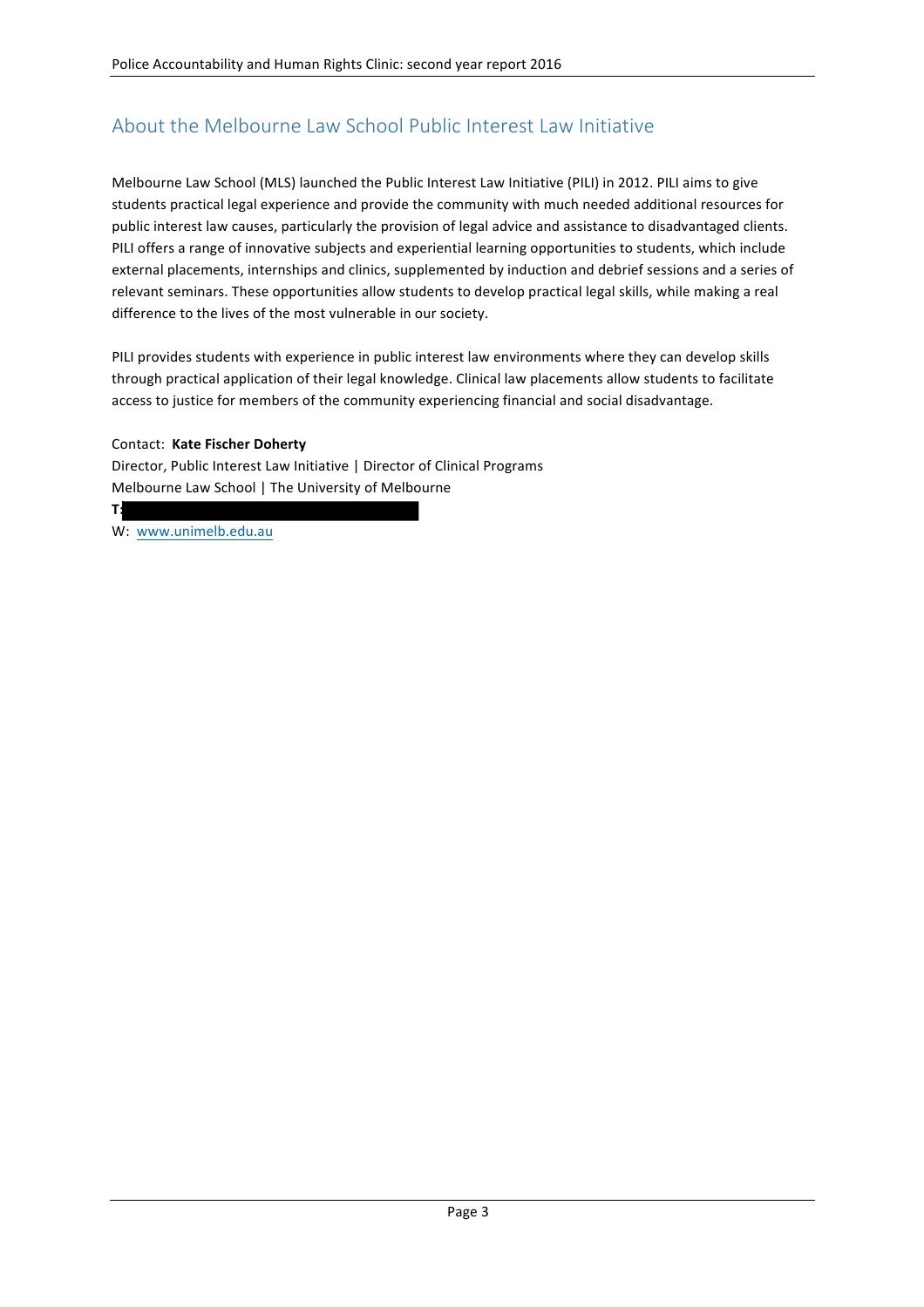## About the Melbourne Law School Public Interest Law Initiative

Melbourne Law School (MLS) launched the Public Interest Law Initiative (PILI) in 2012. PILI aims to give students practical legal experience and provide the community with much needed additional resources for public interest law causes, particularly the provision of legal advice and assistance to disadvantaged clients. PILI offers a range of innovative subjects and experiential learning opportunities to students, which include external placements, internships and clinics, supplemented by induction and debrief sessions and a series of relevant seminars. These opportunities allow students to develop practical legal skills, while making a real difference to the lives of the most vulnerable in our society.

PILI provides students with experience in public interest law environments where they can develop skills through practical application of their legal knowledge. Clinical law placements allow students to facilitate access to justice for members of the community experiencing financial and social disadvantage.

Contact: **Kate Fischer Doherty**
Director, Public Interest Law Initiative | Director of Clinical Programs
Melbourne Law School | The University of Melbourne
**T:**
W: www.unimelb.edu.au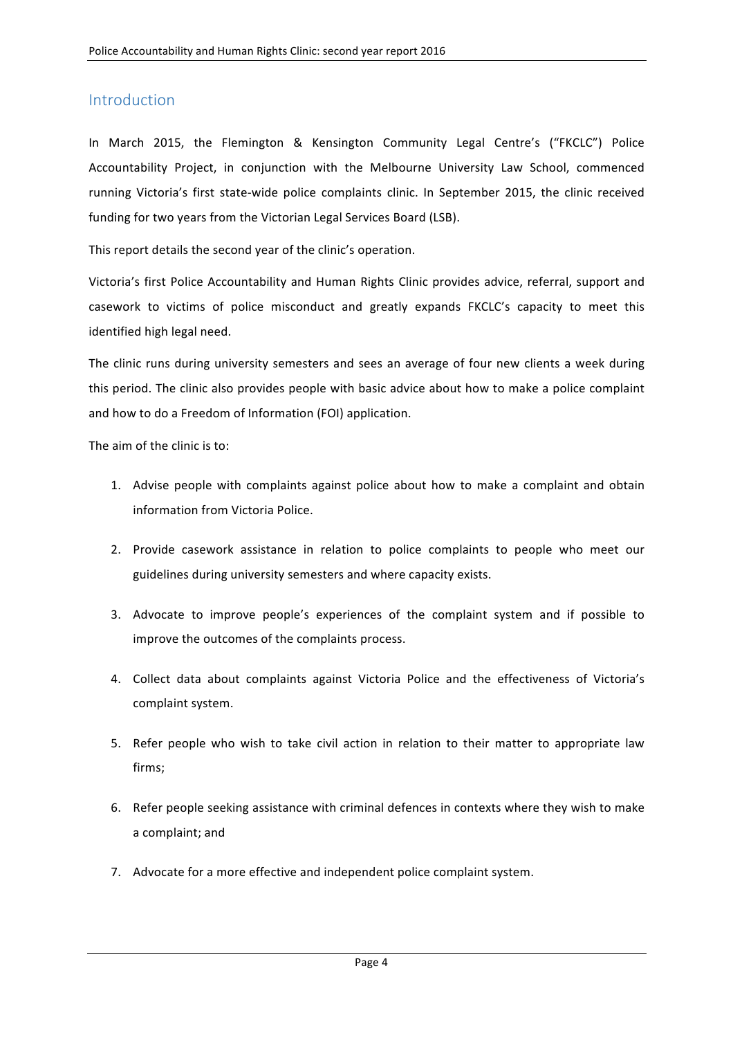## Introduction

In March 2015, the Flemington & Kensington Community Legal Centre's ("FKCLC") Police Accountability Project, in conjunction with the Melbourne University Law School, commenced running Victoria's first state-wide police complaints clinic. In September 2015, the clinic received funding for two years from the Victorian Legal Services Board (LSB).

This report details the second year of the clinic's operation.

Victoria's first Police Accountability and Human Rights Clinic provides advice, referral, support and casework to victims of police misconduct and greatly expands FKCLC's capacity to meet this identified high legal need.

The clinic runs during university semesters and sees an average of four new clients a week during this period. The clinic also provides people with basic advice about how to make a police complaint and how to do a Freedom of Information (FOI) application.

The aim of the clinic is to:

1. Advise people with complaints against police about how to make a complaint and obtain information from Victoria Police.
2. Provide casework assistance in relation to police complaints to people who meet our guidelines during university semesters and where capacity exists.
3. Advocate to improve people's experiences of the complaint system and if possible to improve the outcomes of the complaints process.
4. Collect data about complaints against Victoria Police and the effectiveness of Victoria's complaint system.
5. Refer people who wish to take civil action in relation to their matter to appropriate law firms;
6. Refer people seeking assistance with criminal defences in contexts where they wish to make a complaint; and
7. Advocate for a more effective and independent police complaint system.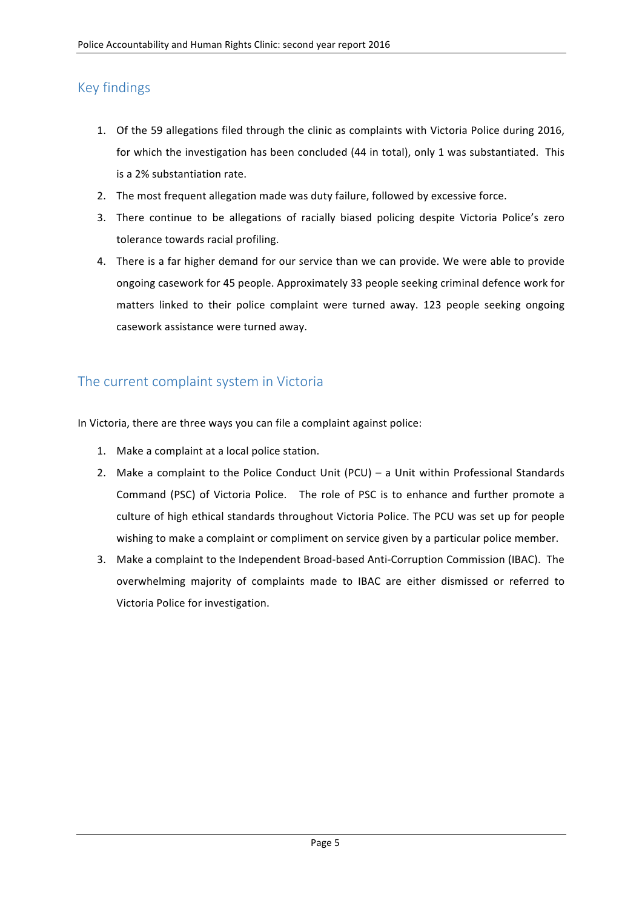## Key findings

1. Of the 59 allegations filed through the clinic as complaints with Victoria Police during 2016, for which the investigation has been concluded (44 in total), only 1 was substantiated. This is a 2% substantiation rate.
2. The most frequent allegation made was duty failure, followed by excessive force.
3. There continue to be allegations of racially biased policing despite Victoria Police's zero tolerance towards racial profiling.
4. There is a far higher demand for our service than we can provide. We were able to provide ongoing casework for 45 people. Approximately 33 people seeking criminal defence work for matters linked to their police complaint were turned away. 123 people seeking ongoing casework assistance were turned away.

## The current complaint system in Victoria

In Victoria, there are three ways you can file a complaint against police:

1. Make a complaint at a local police station.
2. Make a complaint to the Police Conduct Unit (PCU) – a Unit within Professional Standards Command (PSC) of Victoria Police. The role of PSC is to enhance and further promote a culture of high ethical standards throughout Victoria Police. The PCU was set up for people wishing to make a complaint or compliment on service given by a particular police member.
3. Make a complaint to the Independent Broad-based Anti-Corruption Commission (IBAC). The overwhelming majority of complaints made to IBAC are either dismissed or referred to Victoria Police for investigation.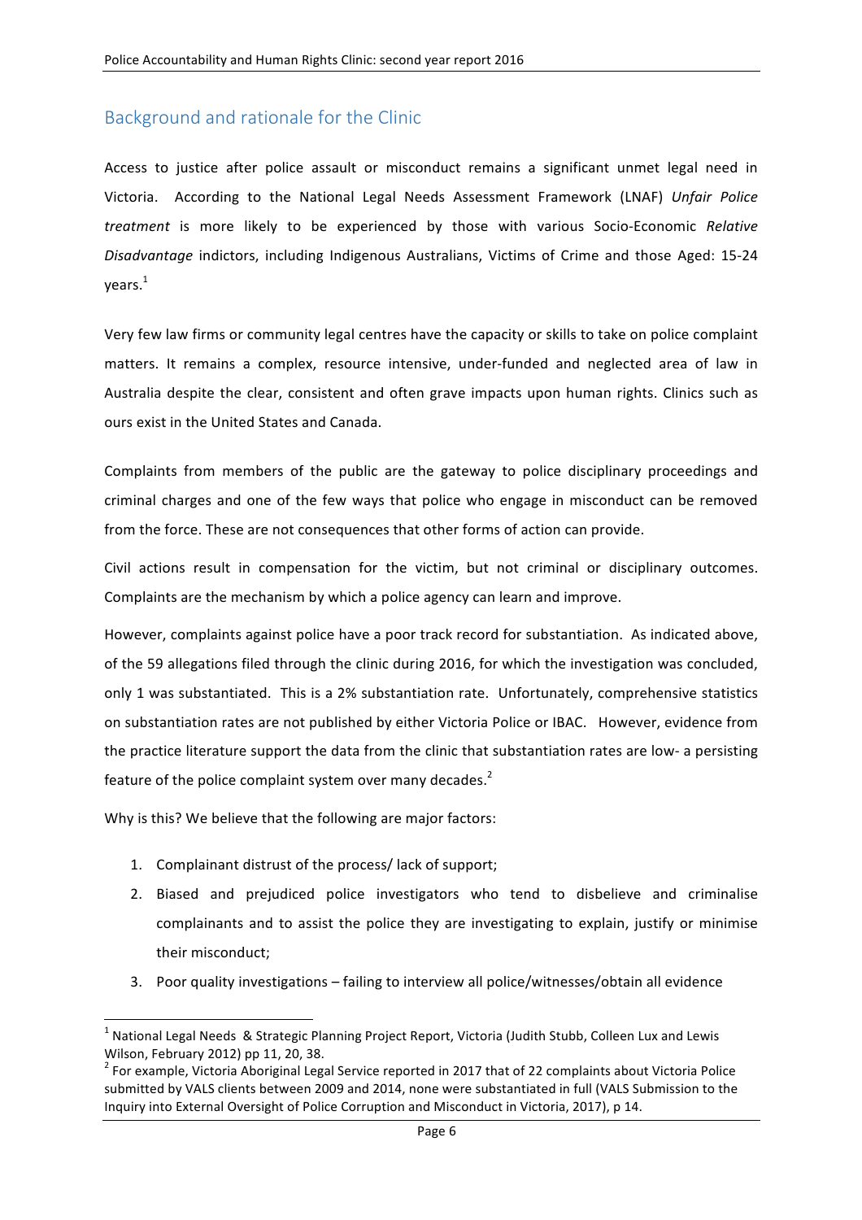## Background and rationale for the Clinic

Access to justice after police assault or misconduct remains a significant unmet legal need in Victoria. According to the National Legal Needs Assessment Framework (LNAF) *Unfair Police treatment* is more likely to be experienced by those with various Socio-Economic *Relative Disadvantage* indictors, including Indigenous Australians, Victims of Crime and those Aged: 15-24 years.[1]

Very few law firms or community legal centres have the capacity or skills to take on police complaint matters. It remains a complex, resource intensive, under-funded and neglected area of law in Australia despite the clear, consistent and often grave impacts upon human rights. Clinics such as ours exist in the United States and Canada.

Complaints from members of the public are the gateway to police disciplinary proceedings and criminal charges and one of the few ways that police who engage in misconduct can be removed from the force. These are not consequences that other forms of action can provide.

Civil actions result in compensation for the victim, but not criminal or disciplinary outcomes. Complaints are the mechanism by which a police agency can learn and improve.

However, complaints against police have a poor track record for substantiation. As indicated above, of the 59 allegations filed through the clinic during 2016, for which the investigation was concluded, only 1 was substantiated. This is a 2% substantiation rate. Unfortunately, comprehensive statistics on substantiation rates are not published by either Victoria Police or IBAC. However, evidence from the practice literature support the data from the clinic that substantiation rates are low- a persisting feature of the police complaint system over many decades.[2]

Why is this? We believe that the following are major factors:

1. Complainant distrust of the process/ lack of support;
2. Biased and prejudiced police investigators who tend to disbelieve and criminalise complainants and to assist the police they are investigating to explain, justify or minimise their misconduct;
3. Poor quality investigations – failing to interview all police/witnesses/obtain all evidence

---

[1] National Legal Needs & Strategic Planning Project Report, Victoria (Judith Stubb, Colleen Lux and Lewis Wilson, February 2012) pp 11, 20, 38.

[2] For example, Victoria Aboriginal Legal Service reported in 2017 that of 22 complaints about Victoria Police submitted by VALS clients between 2009 and 2014, none were substantiated in full (VALS Submission to the Inquiry into External Oversight of Police Corruption and Misconduct in Victoria, 2017), p 14.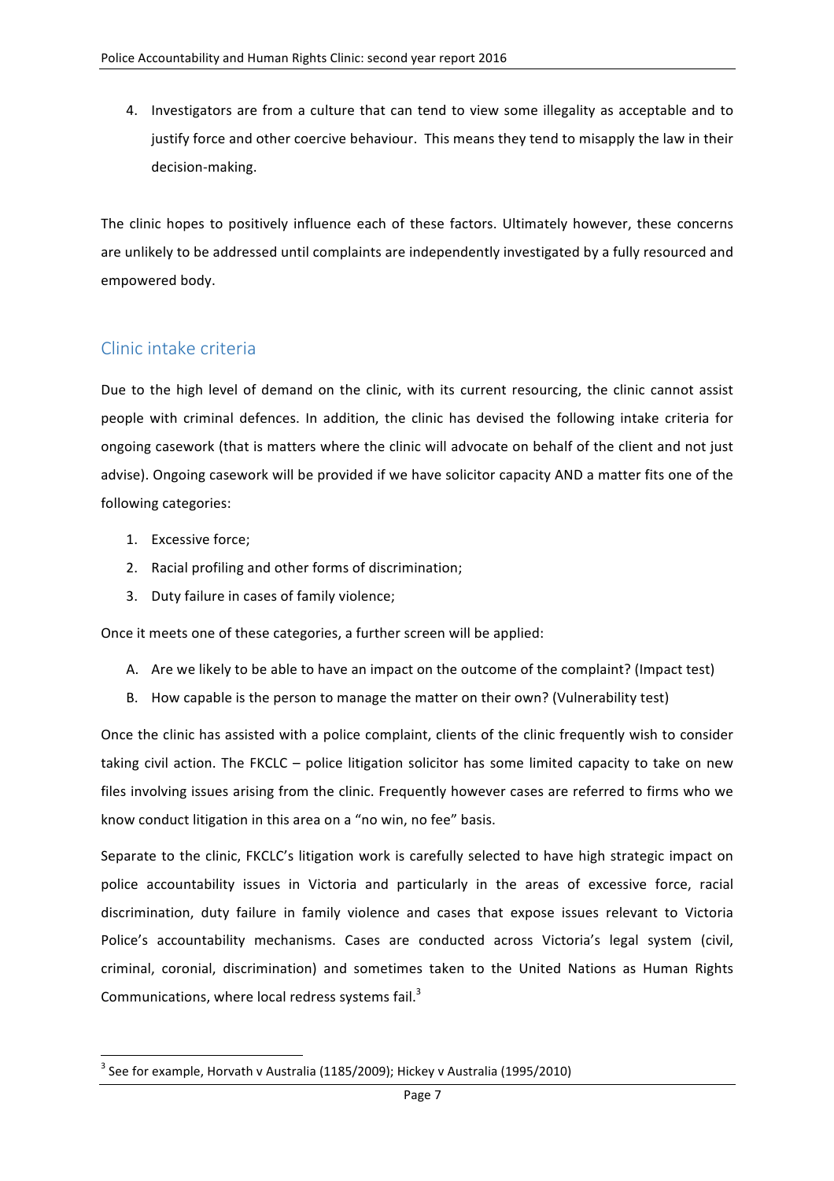4. Investigators are from a culture that can tend to view some illegality as acceptable and to justify force and other coercive behaviour. This means they tend to misapply the law in their decision-making.

The clinic hopes to positively influence each of these factors. Ultimately however, these concerns are unlikely to be addressed until complaints are independently investigated by a fully resourced and empowered body.

## Clinic intake criteria

Due to the high level of demand on the clinic, with its current resourcing, the clinic cannot assist people with criminal defences. In addition, the clinic has devised the following intake criteria for ongoing casework (that is matters where the clinic will advocate on behalf of the client and not just advise). Ongoing casework will be provided if we have solicitor capacity AND a matter fits one of the following categories:

1. Excessive force;
2. Racial profiling and other forms of discrimination;
3. Duty failure in cases of family violence;

Once it meets one of these categories, a further screen will be applied:

A. Are we likely to be able to have an impact on the outcome of the complaint? (Impact test)

B. How capable is the person to manage the matter on their own? (Vulnerability test)

Once the clinic has assisted with a police complaint, clients of the clinic frequently wish to consider taking civil action. The FKCLC – police litigation solicitor has some limited capacity to take on new files involving issues arising from the clinic. Frequently however cases are referred to firms who we know conduct litigation in this area on a "no win, no fee" basis.

Separate to the clinic, FKCLC's litigation work is carefully selected to have high strategic impact on police accountability issues in Victoria and particularly in the areas of excessive force, racial discrimination, duty failure in family violence and cases that expose issues relevant to Victoria Police's accountability mechanisms. Cases are conducted across Victoria's legal system (civil, criminal, coronial, discrimination) and sometimes taken to the United Nations as Human Rights Communications, where local redress systems fail.[3]

[3] See for example, Horvath v Australia (1185/2009); Hickey v Australia (1995/2010)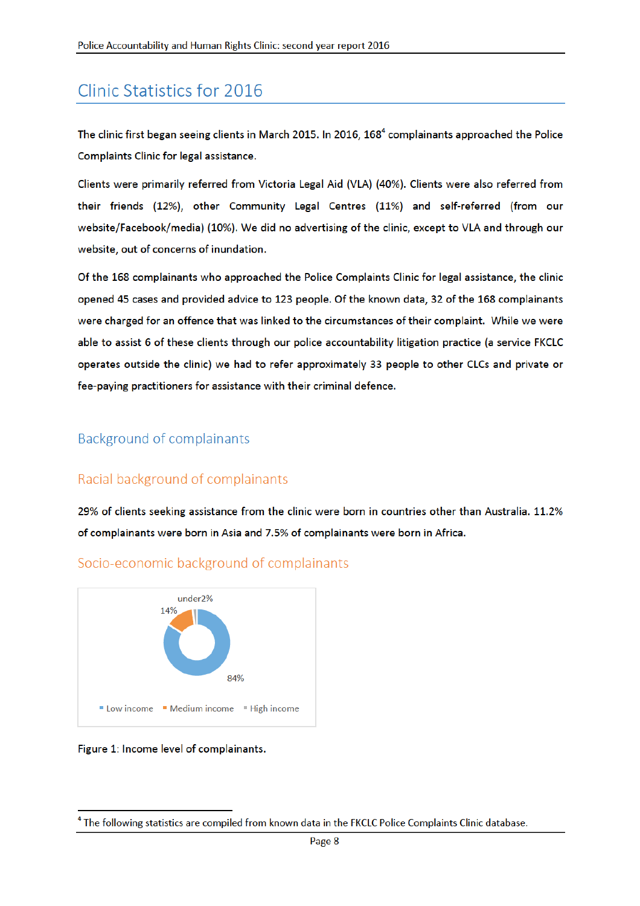# Clinic Statistics for 2016

The clinic first began seeing clients in March 2015. In 2016, 168[4] complainants approached the Police Complaints Clinic for legal assistance.

Clients were primarily referred from Victoria Legal Aid (VLA) (40%). Clients were also referred from their friends (12%), other Community Legal Centres (11%) and self-referred (from our website/Facebook/media) (10%). We did no advertising of the clinic, except to VLA and through our website, out of concerns of inundation.

Of the 168 complainants who approached the Police Complaints Clinic for legal assistance, the clinic opened 45 cases and provided advice to 123 people. Of the known data, 32 of the 168 complainants were charged for an offence that was linked to the circumstances of their complaint. While we were able to assist 6 of these clients through our police accountability litigation practice (a service FKCLC operates outside the clinic) we had to refer approximately 33 people to other CLCs and private or fee-paying practitioners for assistance with their criminal defence.

## Background of complainants

### Racial background of complainants

29% of clients seeking assistance from the clinic were born in countries other than Australia. 11.2% of complainants were born in Asia and 7.5% of complainants were born in Africa.

### Socio-economic background of complainants

| Income level | Percentage |
|---|---|
| Low income | 84% |
| Medium income | 14% |
| High income | under2% |

Figure 1: Income level of complainants.

[4] The following statistics are compiled from known data in the FKCLC Police Complaints Clinic database.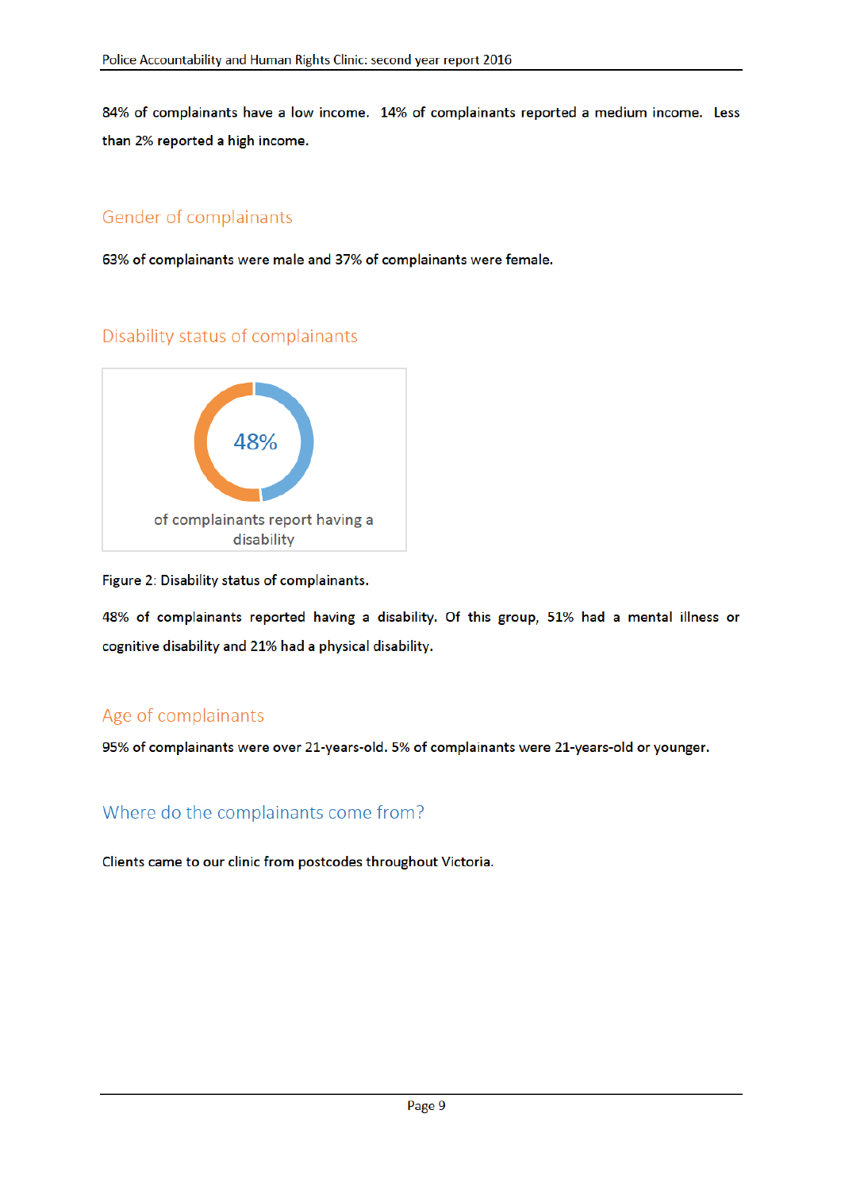84% of complainants have a low income. 14% of complainants reported a medium income. Less than 2% reported a high income.

## Gender of complainants

63% of complainants were male and 37% of complainants were female.

## Disability status of complainants

48%

of complainants report having a disability

Figure 2: Disability status of complainants.

48% of complainants reported having a disability. Of this group, 51% had a mental illness or cognitive disability and 21% had a physical disability.

## Age of complainants

95% of complainants were over 21-years-old. 5% of complainants were 21-years-old or younger.

## Where do the complainants come from?

Clients came to our clinic from postcodes throughout Victoria.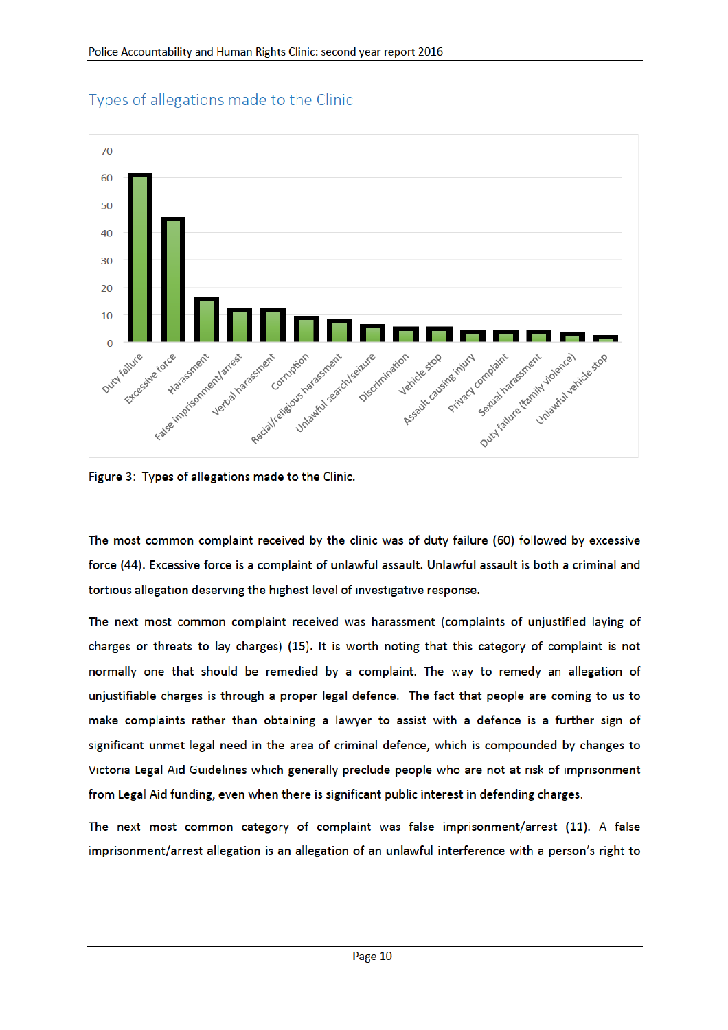## Types of allegations made to the Clinic

Figure 3: Types of allegations made to the Clinic.

The most common complaint received by the clinic was of duty failure (60) followed by excessive force (44). Excessive force is a complaint of unlawful assault. Unlawful assault is both a criminal and tortious allegation deserving the highest level of investigative response.

The next most common complaint received was harassment (complaints of unjustified laying of charges or threats to lay charges) (15). It is worth noting that this category of complaint is not normally one that should be remedied by a complaint. The way to remedy an allegation of unjustifiable charges is through a proper legal defence. The fact that people are coming to us to make complaints rather than obtaining a lawyer to assist with a defence is a further sign of significant unmet legal need in the area of criminal defence, which is compounded by changes to Victoria Legal Aid Guidelines which generally preclude people who are not at risk of imprisonment from Legal Aid funding, even when there is significant public interest in defending charges.

The next most common category of complaint was false imprisonment/arrest (11). A false imprisonment/arrest allegation is an allegation of an unlawful interference with a person's right to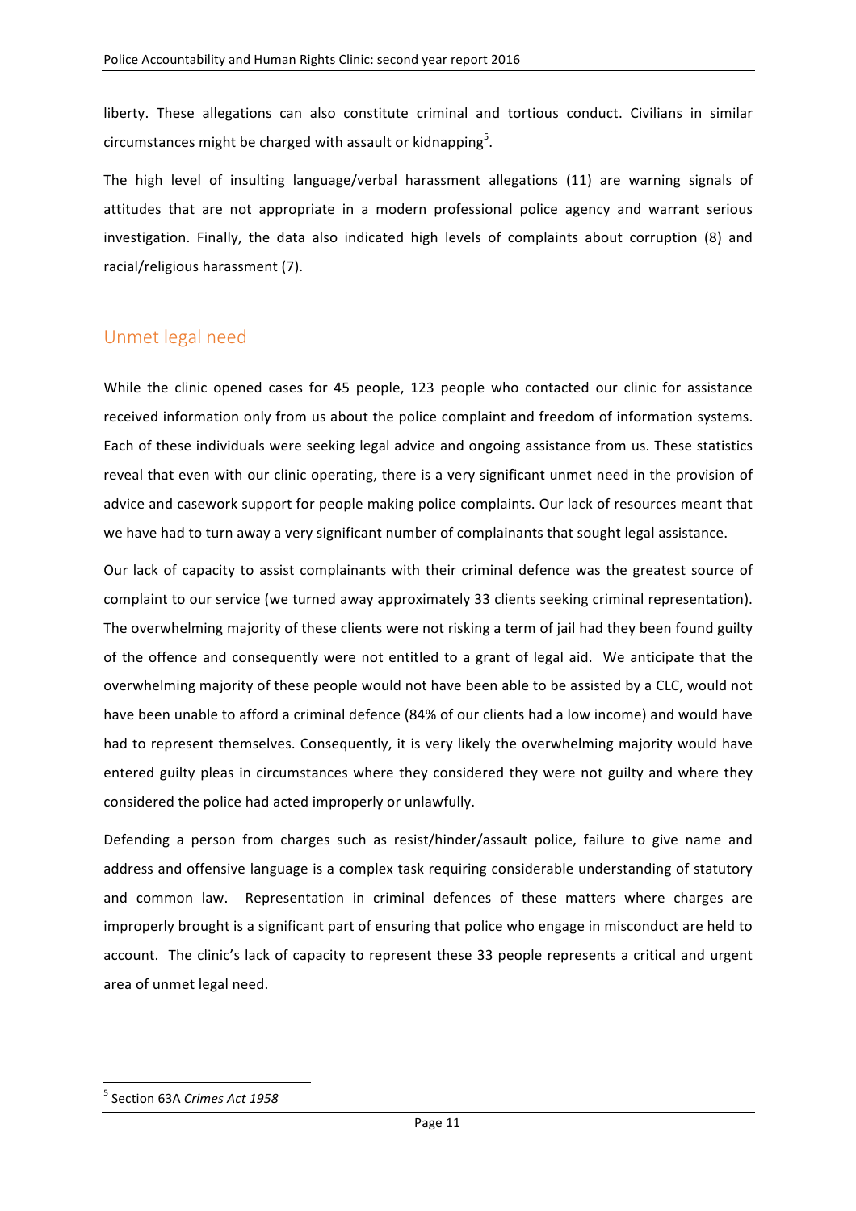liberty. These allegations can also constitute criminal and tortious conduct. Civilians in similar circumstances might be charged with assault or kidnapping[5].

The high level of insulting language/verbal harassment allegations (11) are warning signals of attitudes that are not appropriate in a modern professional police agency and warrant serious investigation. Finally, the data also indicated high levels of complaints about corruption (8) and racial/religious harassment (7).

## Unmet legal need

While the clinic opened cases for 45 people, 123 people who contacted our clinic for assistance received information only from us about the police complaint and freedom of information systems. Each of these individuals were seeking legal advice and ongoing assistance from us. These statistics reveal that even with our clinic operating, there is a very significant unmet need in the provision of advice and casework support for people making police complaints. Our lack of resources meant that we have had to turn away a very significant number of complainants that sought legal assistance.

Our lack of capacity to assist complainants with their criminal defence was the greatest source of complaint to our service (we turned away approximately 33 clients seeking criminal representation). The overwhelming majority of these clients were not risking a term of jail had they been found guilty of the offence and consequently were not entitled to a grant of legal aid. We anticipate that the overwhelming majority of these people would not have been able to be assisted by a CLC, would not have been unable to afford a criminal defence (84% of our clients had a low income) and would have had to represent themselves. Consequently, it is very likely the overwhelming majority would have entered guilty pleas in circumstances where they considered they were not guilty and where they considered the police had acted improperly or unlawfully.

Defending a person from charges such as resist/hinder/assault police, failure to give name and address and offensive language is a complex task requiring considerable understanding of statutory and common law. Representation in criminal defences of these matters where charges are improperly brought is a significant part of ensuring that police who engage in misconduct are held to account. The clinic's lack of capacity to represent these 33 people represents a critical and urgent area of unmet legal need.

---

[5] Section 63A *Crimes Act 1958*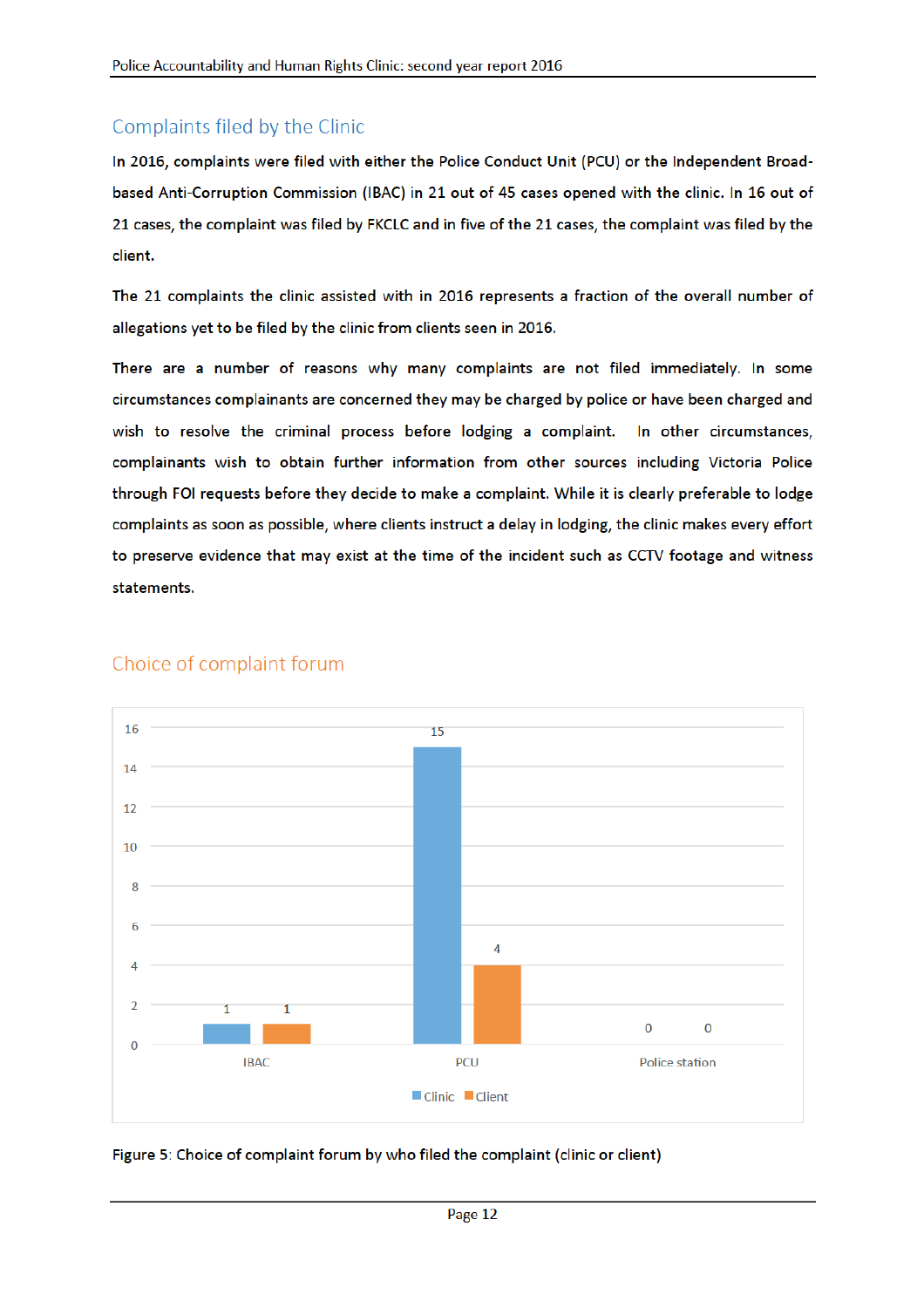## Complaints filed by the Clinic

In 2016, complaints were filed with either the Police Conduct Unit (PCU) or the Independent Broad-based Anti-Corruption Commission (IBAC) in 21 out of 45 cases opened with the clinic. In 16 out of 21 cases, the complaint was filed by FKCLC and in five of the 21 cases, the complaint was filed by the client.

The 21 complaints the clinic assisted with in 2016 represents a fraction of the overall number of allegations yet to be filed by the clinic from clients seen in 2016.

There are a number of reasons why many complaints are not filed immediately. In some circumstances complainants are concerned they may be charged by police or have been charged and wish to resolve the criminal process before lodging a complaint. In other circumstances, complainants wish to obtain further information from other sources including Victoria Police through FOI requests before they decide to make a complaint. While it is clearly preferable to lodge complaints as soon as possible, where clients instruct a delay in lodging, the clinic makes every effort to preserve evidence that may exist at the time of the incident such as CCTV footage and witness statements.

## Choice of complaint forum

| | Clinic | Client |
|---|---|---|
| IBAC | 1 | 1 |
| PCU | 15 | 4 |
| Police station | 0 | 0 |

Figure 5: Choice of complaint forum by who filed the complaint (clinic or client)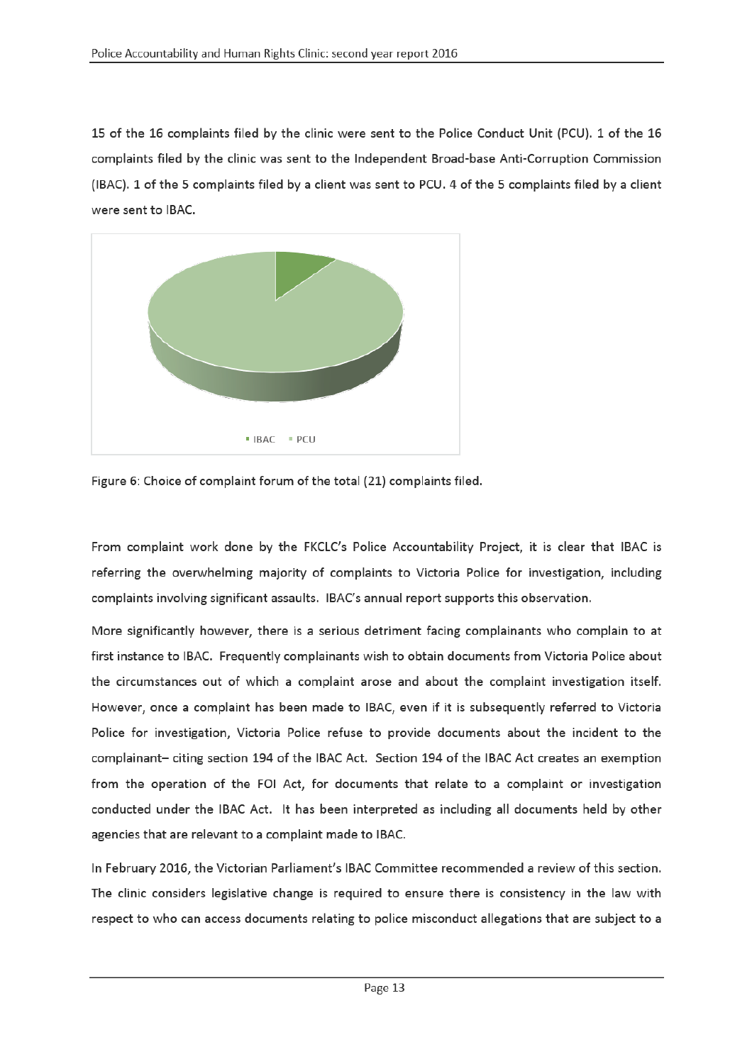15 of the 16 complaints filed by the clinic were sent to the Police Conduct Unit (PCU). 1 of the 16 complaints filed by the clinic was sent to the Independent Broad-base Anti-Corruption Commission (IBAC). 1 of the 5 complaints filed by a client was sent to PCU. 4 of the 5 complaints filed by a client were sent to IBAC.

Figure 6: Choice of complaint forum of the total (21) complaints filed.

From complaint work done by the FKCLC's Police Accountability Project, it is clear that IBAC is referring the overwhelming majority of complaints to Victoria Police for investigation, including complaints involving significant assaults. IBAC's annual report supports this observation.

More significantly however, there is a serious detriment facing complainants who complain to at first instance to IBAC. Frequently complainants wish to obtain documents from Victoria Police about the circumstances out of which a complaint arose and about the complaint investigation itself. However, once a complaint has been made to IBAC, even if it is subsequently referred to Victoria Police for investigation, Victoria Police refuse to provide documents about the incident to the complainant– citing section 194 of the IBAC Act. Section 194 of the IBAC Act creates an exemption from the operation of the FOI Act, for documents that relate to a complaint or investigation conducted under the IBAC Act. It has been interpreted as including all documents held by other agencies that are relevant to a complaint made to IBAC.

In February 2016, the Victorian Parliament's IBAC Committee recommended a review of this section. The clinic considers legislative change is required to ensure there is consistency in the law with respect to who can access documents relating to police misconduct allegations that are subject to a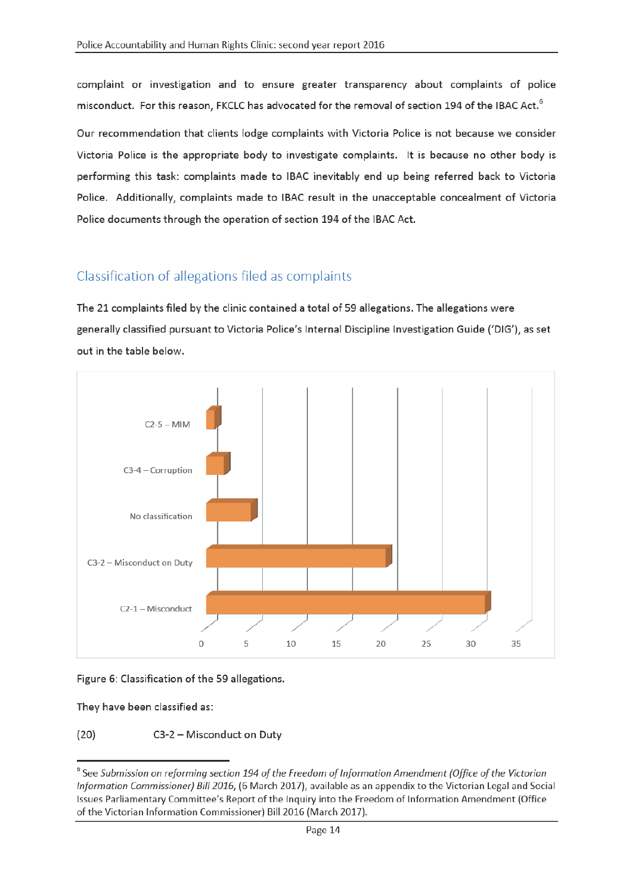complaint or investigation and to ensure greater transparency about complaints of police misconduct. For this reason, FKCLC has advocated for the removal of section 194 of the IBAC Act.[6]

Our recommendation that clients lodge complaints with Victoria Police is not because we consider Victoria Police is the appropriate body to investigate complaints. It is because no other body is performing this task: complaints made to IBAC inevitably end up being referred back to Victoria Police. Additionally, complaints made to IBAC result in the unacceptable concealment of Victoria Police documents through the operation of section 194 of the IBAC Act.

## Classification of allegations filed as complaints

The 21 complaints filed by the clinic contained a total of 59 allegations. The allegations were generally classified pursuant to Victoria Police's Internal Discipline Investigation Guide ('DIG'), as set out in the table below.

| Classification | Number of allegations |
|---|---|
| C2-5 – MIM | 1 |
| C3-4 – Corruption | 2 |
| No classification | 5 |
| C3-2 – Misconduct on Duty | 20 |
| C2-1 – Misconduct | 31 |

Figure 6: Classification of the 59 allegations.

They have been classified as:

(20) C3-2 – Misconduct on Duty

---

[6] See *Submission on reforming section 194 of the Freedom of Information Amendment (Office of the Victorian Information Commissioner) Bill 2016*, (6 March 2017), available as an appendix to the Victorian Legal and Social Issues Parliamentary Committee's Report of the Inquiry into the Freedom of Information Amendment (Office of the Victorian Information Commissioner) Bill 2016 (March 2017).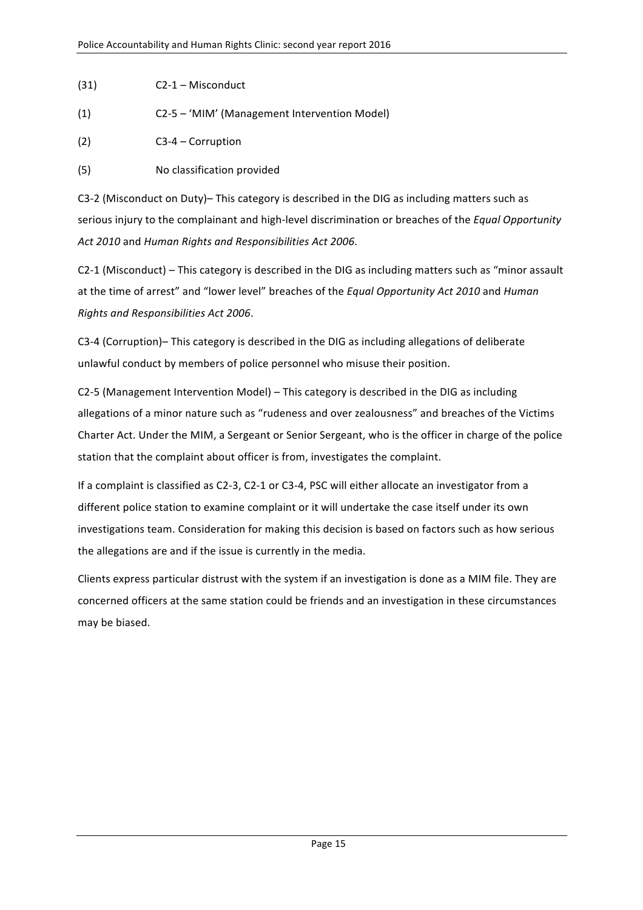(31) C2-1 – Misconduct

(1) C2-5 – 'MIM' (Management Intervention Model)

(2) C3-4 – Corruption

(5) No classification provided

C3-2 (Misconduct on Duty)– This category is described in the DIG as including matters such as serious injury to the complainant and high-level discrimination or breaches of the *Equal Opportunity Act 2010* and *Human Rights and Responsibilities Act 2006*.

C2-1 (Misconduct) – This category is described in the DIG as including matters such as "minor assault at the time of arrest" and "lower level" breaches of the *Equal Opportunity Act 2010* and *Human Rights and Responsibilities Act 2006*.

C3-4 (Corruption)– This category is described in the DIG as including allegations of deliberate unlawful conduct by members of police personnel who misuse their position.

C2-5 (Management Intervention Model) – This category is described in the DIG as including allegations of a minor nature such as "rudeness and over zealousness" and breaches of the Victims Charter Act. Under the MIM, a Sergeant or Senior Sergeant, who is the officer in charge of the police station that the complaint about officer is from, investigates the complaint.

If a complaint is classified as C2-3, C2-1 or C3-4, PSC will either allocate an investigator from a different police station to examine complaint or it will undertake the case itself under its own investigations team. Consideration for making this decision is based on factors such as how serious the allegations are and if the issue is currently in the media.

Clients express particular distrust with the system if an investigation is done as a MIM file. They are concerned officers at the same station could be friends and an investigation in these circumstances may be biased.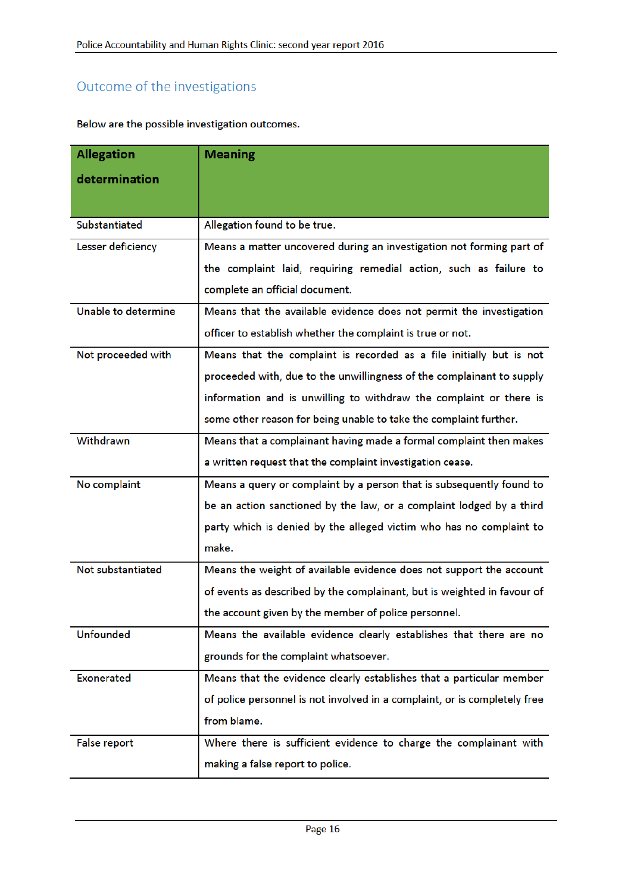## Outcome of the investigations

Below are the possible investigation outcomes.

| Allegation determination | Meaning |
|---|---|
| Substantiated | Allegation found to be true. |
| Lesser deficiency | Means a matter uncovered during an investigation not forming part of the complaint laid, requiring remedial action, such as failure to complete an official document. |
| Unable to determine | Means that the available evidence does not permit the investigation officer to establish whether the complaint is true or not. |
| Not proceeded with | Means that the complaint is recorded as a file initially but is not proceeded with, due to the unwillingness of the complainant to supply information and is unwilling to withdraw the complaint or there is some other reason for being unable to take the complaint further. |
| Withdrawn | Means that a complainant having made a formal complaint then makes a written request that the complaint investigation cease. |
| No complaint | Means a query or complaint by a person that is subsequently found to be an action sanctioned by the law, or a complaint lodged by a third party which is denied by the alleged victim who has no complaint to make. |
| Not substantiated | Means the weight of available evidence does not support the account of events as described by the complainant, but is weighted in favour of the account given by the member of police personnel. |
| Unfounded | Means the available evidence clearly establishes that there are no grounds for the complaint whatsoever. |
| Exonerated | Means that the evidence clearly establishes that a particular member of police personnel is not involved in a complaint, or is completely free from blame. |
| False report | Where there is sufficient evidence to charge the complainant with making a false report to police. |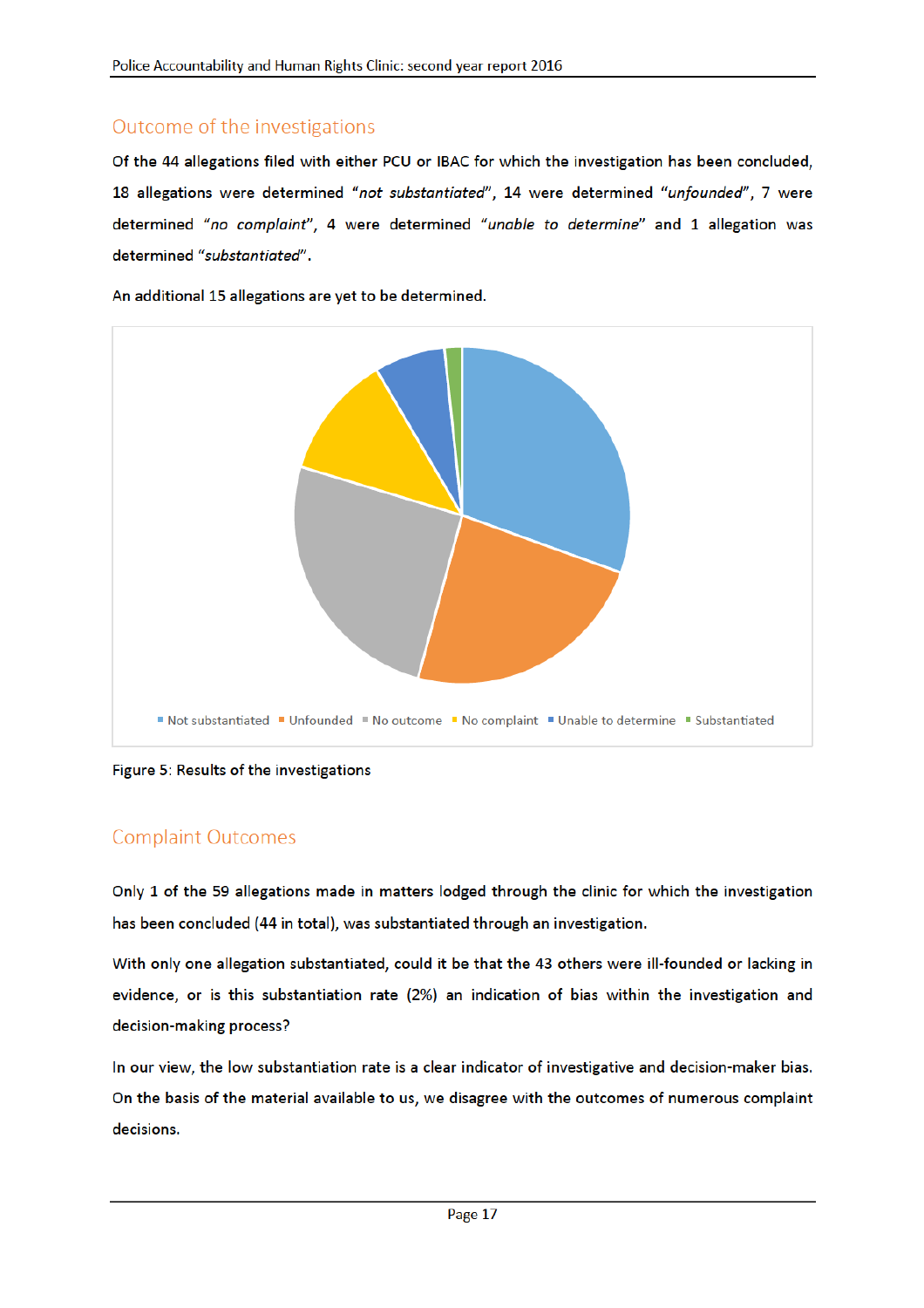## Outcome of the investigations

**Of the 44 allegations filed with either PCU or IBAC for which the investigation has been concluded, 18 allegations were determined "*not substantiated*", 14 were determined "*unfounded*", 7 were determined "*no complaint*", 4 were determined "*unable to determine*" and 1 allegation was determined "*substantiated*".**

An additional 15 allegations are yet to be determined.

Not substantiated | Unfounded | No outcome | No complaint | Unable to determine | Substantiated

Figure 5: Results of the investigations

## Complaint Outcomes

Only 1 of the 59 allegations made in matters lodged through the clinic for which the investigation has been concluded (44 in total), was substantiated through an investigation.

With only one allegation substantiated, could it be that the 43 others were ill-founded or lacking in evidence, or is this substantiation rate (2%) an indication of bias within the investigation and decision-making process?

In our view, the low substantiation rate is a clear indicator of investigative and decision-maker bias. On the basis of the material available to us, we disagree with the outcomes of numerous complaint decisions.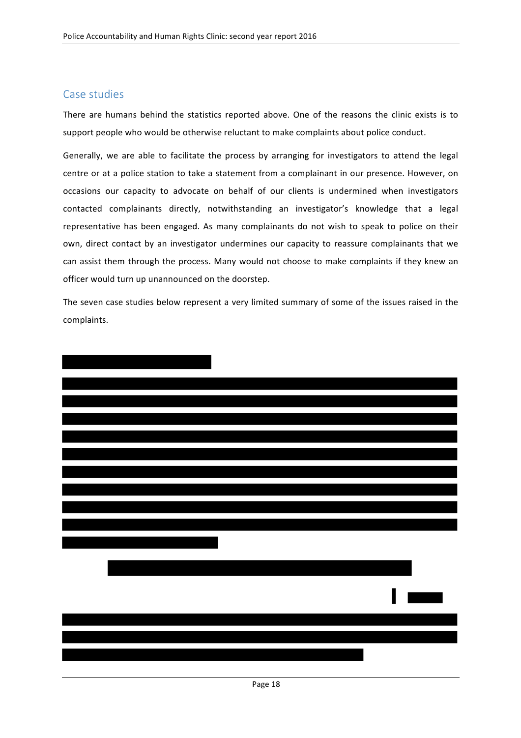## Case studies

There are humans behind the statistics reported above. One of the reasons the clinic exists is to support people who would be otherwise reluctant to make complaints about police conduct.

Generally, we are able to facilitate the process by arranging for investigators to attend the legal centre or at a police station to take a statement from a complainant in our presence. However, on occasions our capacity to advocate on behalf of our clients is undermined when investigators contacted complainants directly, notwithstanding an investigator's knowledge that a legal representative has been engaged. As many complainants do not wish to speak to police on their own, direct contact by an investigator undermines our capacity to reassure complainants that we can assist them through the process. Many would not choose to make complaints if they knew an officer would turn up unannounced on the doorstep.

The seven case studies below represent a very limited summary of some of the issues raised in the complaints.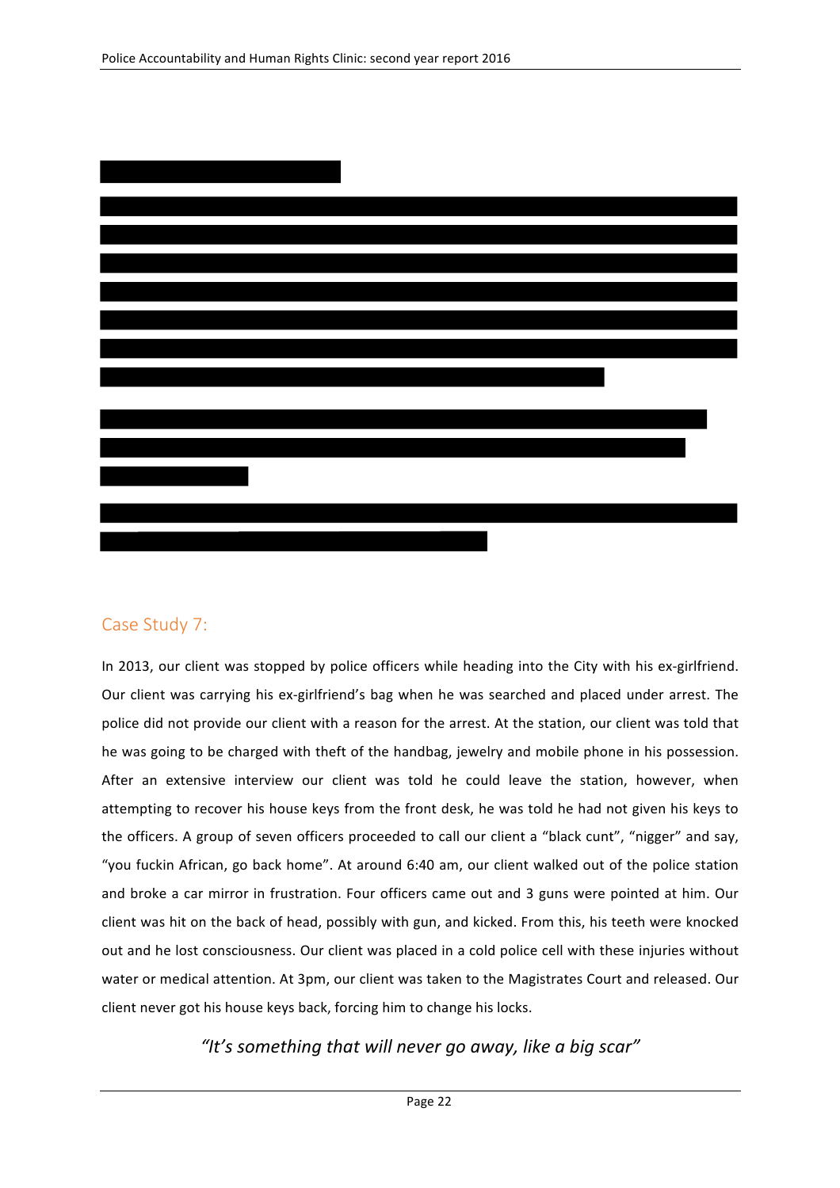## Case Study 7:

In 2013, our client was stopped by police officers while heading into the City with his ex-girlfriend. Our client was carrying his ex-girlfriend's bag when he was searched and placed under arrest. The police did not provide our client with a reason for the arrest. At the station, our client was told that he was going to be charged with theft of the handbag, jewelry and mobile phone in his possession. After an extensive interview our client was told he could leave the station, however, when attempting to recover his house keys from the front desk, he was told he had not given his keys to the officers. A group of seven officers proceeded to call our client a "black cunt", "nigger" and say, "you fuckin African, go back home". At around 6:40 am, our client walked out of the police station and broke a car mirror in frustration. Four officers came out and 3 guns were pointed at him. Our client was hit on the back of head, possibly with gun, and kicked. From this, his teeth were knocked out and he lost consciousness. Our client was placed in a cold police cell with these injuries without water or medical attention. At 3pm, our client was taken to the Magistrates Court and released. Our client never got his house keys back, forcing him to change his locks.

*"It's something that will never go away, like a big scar"*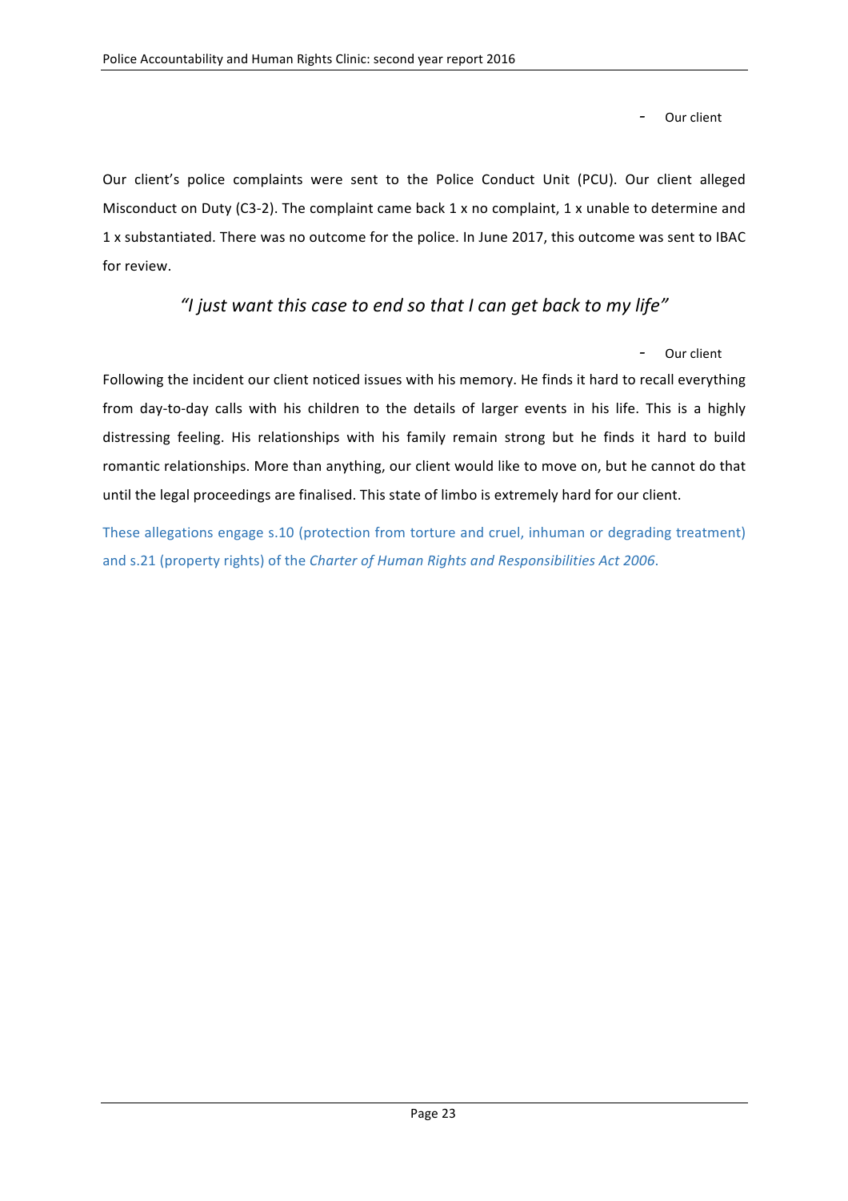- Our client

Our client's police complaints were sent to the Police Conduct Unit (PCU). Our client alleged Misconduct on Duty (C3-2). The complaint came back 1 x no complaint, 1 x unable to determine and 1 x substantiated. There was no outcome for the police. In June 2017, this outcome was sent to IBAC for review.

*"I just want this case to end so that I can get back to my life"*

- Our client

Following the incident our client noticed issues with his memory. He finds it hard to recall everything from day-to-day calls with his children to the details of larger events in his life. This is a highly distressing feeling. His relationships with his family remain strong but he finds it hard to build romantic relationships. More than anything, our client would like to move on, but he cannot do that until the legal proceedings are finalised. This state of limbo is extremely hard for our client.

These allegations engage s.10 (protection from torture and cruel, inhuman or degrading treatment) and s.21 (property rights) of the *Charter of Human Rights and Responsibilities Act 2006*.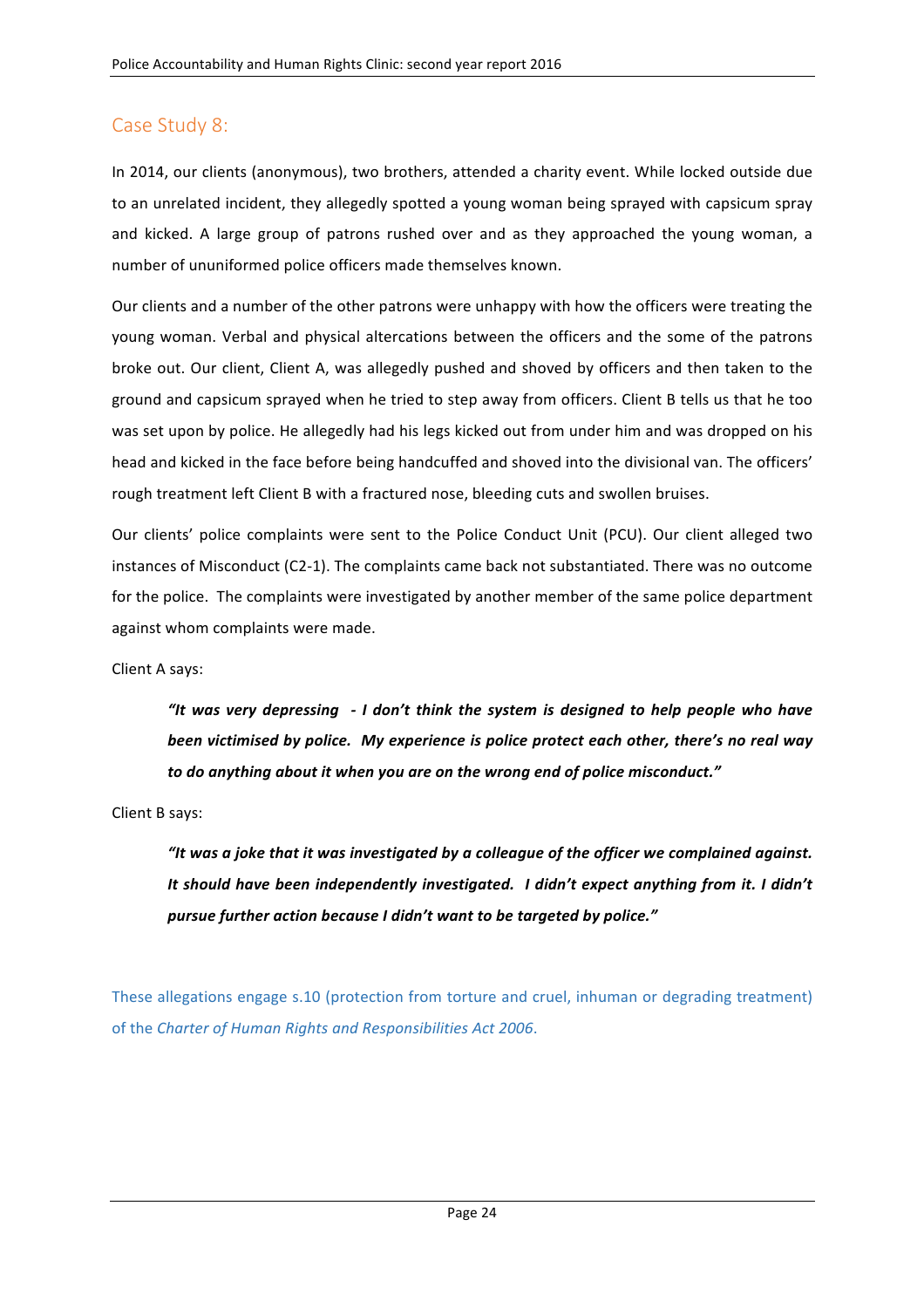## Case Study 8:

In 2014, our clients (anonymous), two brothers, attended a charity event. While locked outside due to an unrelated incident, they allegedly spotted a young woman being sprayed with capsicum spray and kicked. A large group of patrons rushed over and as they approached the young woman, a number of ununiformed police officers made themselves known.

Our clients and a number of the other patrons were unhappy with how the officers were treating the young woman. Verbal and physical altercations between the officers and the some of the patrons broke out. Our client, Client A, was allegedly pushed and shoved by officers and then taken to the ground and capsicum sprayed when he tried to step away from officers. Client B tells us that he too was set upon by police. He allegedly had his legs kicked out from under him and was dropped on his head and kicked in the face before being handcuffed and shoved into the divisional van. The officers' rough treatment left Client B with a fractured nose, bleeding cuts and swollen bruises.

Our clients' police complaints were sent to the Police Conduct Unit (PCU). Our client alleged two instances of Misconduct (C2-1). The complaints came back not substantiated. There was no outcome for the police. The complaints were investigated by another member of the same police department against whom complaints were made.

Client A says:

> ***"It was very depressing - I don't think the system is designed to help people who have been victimised by police. My experience is police protect each other, there's no real way to do anything about it when you are on the wrong end of police misconduct."***

Client B says:

> ***"It was a joke that it was investigated by a colleague of the officer we complained against. It should have been independently investigated. I didn't expect anything from it. I didn't pursue further action because I didn't want to be targeted by police."***

These allegations engage s.10 (protection from torture and cruel, inhuman or degrading treatment) of the *Charter of Human Rights and Responsibilities Act 2006*.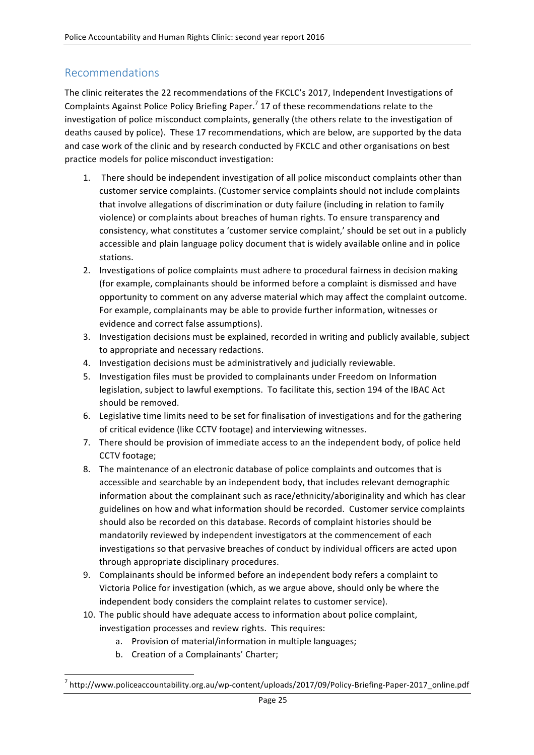## Recommendations

The clinic reiterates the 22 recommendations of the FKCLC's 2017, Independent Investigations of Complaints Against Police Policy Briefing Paper.[7] 17 of these recommendations relate to the investigation of police misconduct complaints, generally (the others relate to the investigation of deaths caused by police). These 17 recommendations, which are below, are supported by the data and case work of the clinic and by research conducted by FKCLC and other organisations on best practice models for police misconduct investigation:

1. There should be independent investigation of all police misconduct complaints other than customer service complaints. (Customer service complaints should not include complaints that involve allegations of discrimination or duty failure (including in relation to family violence) or complaints about breaches of human rights. To ensure transparency and consistency, what constitutes a 'customer service complaint,' should be set out in a publicly accessible and plain language policy document that is widely available online and in police stations.
2. Investigations of police complaints must adhere to procedural fairness in decision making (for example, complainants should be informed before a complaint is dismissed and have opportunity to comment on any adverse material which may affect the complaint outcome. For example, complainants may be able to provide further information, witnesses or evidence and correct false assumptions).
3. Investigation decisions must be explained, recorded in writing and publicly available, subject to appropriate and necessary redactions.
4. Investigation decisions must be administratively and judicially reviewable.
5. Investigation files must be provided to complainants under Freedom on Information legislation, subject to lawful exemptions. To facilitate this, section 194 of the IBAC Act should be removed.
6. Legislative time limits need to be set for finalisation of investigations and for the gathering of critical evidence (like CCTV footage) and interviewing witnesses.
7. There should be provision of immediate access to an the independent body, of police held CCTV footage;
8. The maintenance of an electronic database of police complaints and outcomes that is accessible and searchable by an independent body, that includes relevant demographic information about the complainant such as race/ethnicity/aboriginality and which has clear guidelines on how and what information should be recorded. Customer service complaints should also be recorded on this database. Records of complaint histories should be mandatorily reviewed by independent investigators at the commencement of each investigations so that pervasive breaches of conduct by individual officers are acted upon through appropriate disciplinary procedures.
9. Complainants should be informed before an independent body refers a complaint to Victoria Police for investigation (which, as we argue above, should only be where the independent body considers the complaint relates to customer service).
10. The public should have adequate access to information about police complaint, investigation processes and review rights. This requires:
    a. Provision of material/information in multiple languages;
    b. Creation of a Complainants' Charter;

[7] http://www.policeaccountability.org.au/wp-content/uploads/2017/09/Policy-Briefing-Paper-2017_online.pdf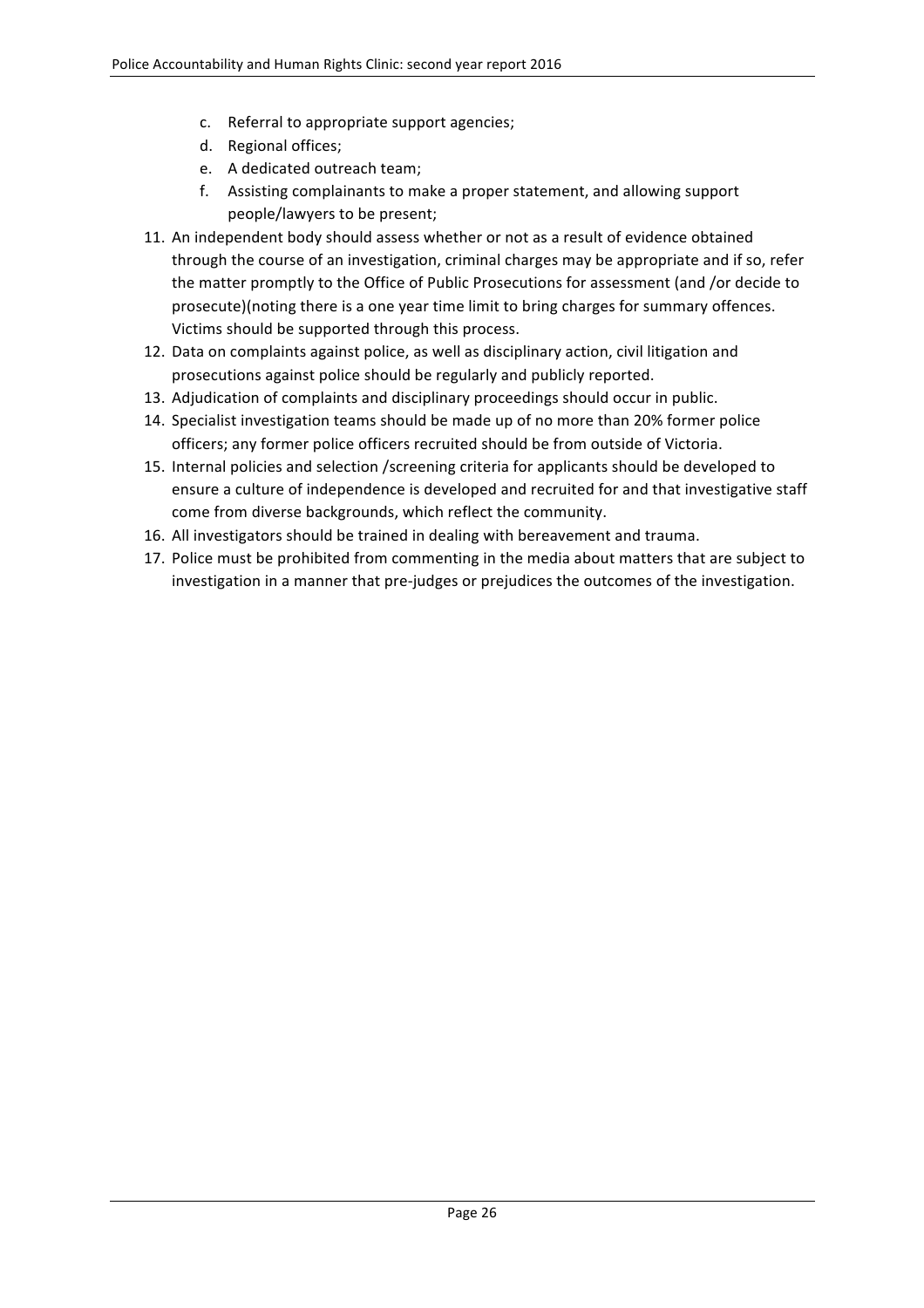c. Referral to appropriate support agencies;
   d. Regional offices;
   e. A dedicated outreach team;
   f. Assisting complainants to make a proper statement, and allowing support people/lawyers to be present;

11. An independent body should assess whether or not as a result of evidence obtained through the course of an investigation, criminal charges may be appropriate and if so, refer the matter promptly to the Office of Public Prosecutions for assessment (and /or decide to prosecute)(noting there is a one year time limit to bring charges for summary offences. Victims should be supported through this process.
12. Data on complaints against police, as well as disciplinary action, civil litigation and prosecutions against police should be regularly and publicly reported.
13. Adjudication of complaints and disciplinary proceedings should occur in public.
14. Specialist investigation teams should be made up of no more than 20% former police officers; any former police officers recruited should be from outside of Victoria.
15. Internal policies and selection /screening criteria for applicants should be developed to ensure a culture of independence is developed and recruited for and that investigative staff come from diverse backgrounds, which reflect the community.
16. All investigators should be trained in dealing with bereavement and trauma.
17. Police must be prohibited from commenting in the media about matters that are subject to investigation in a manner that pre-judges or prejudices the outcomes of the investigation.